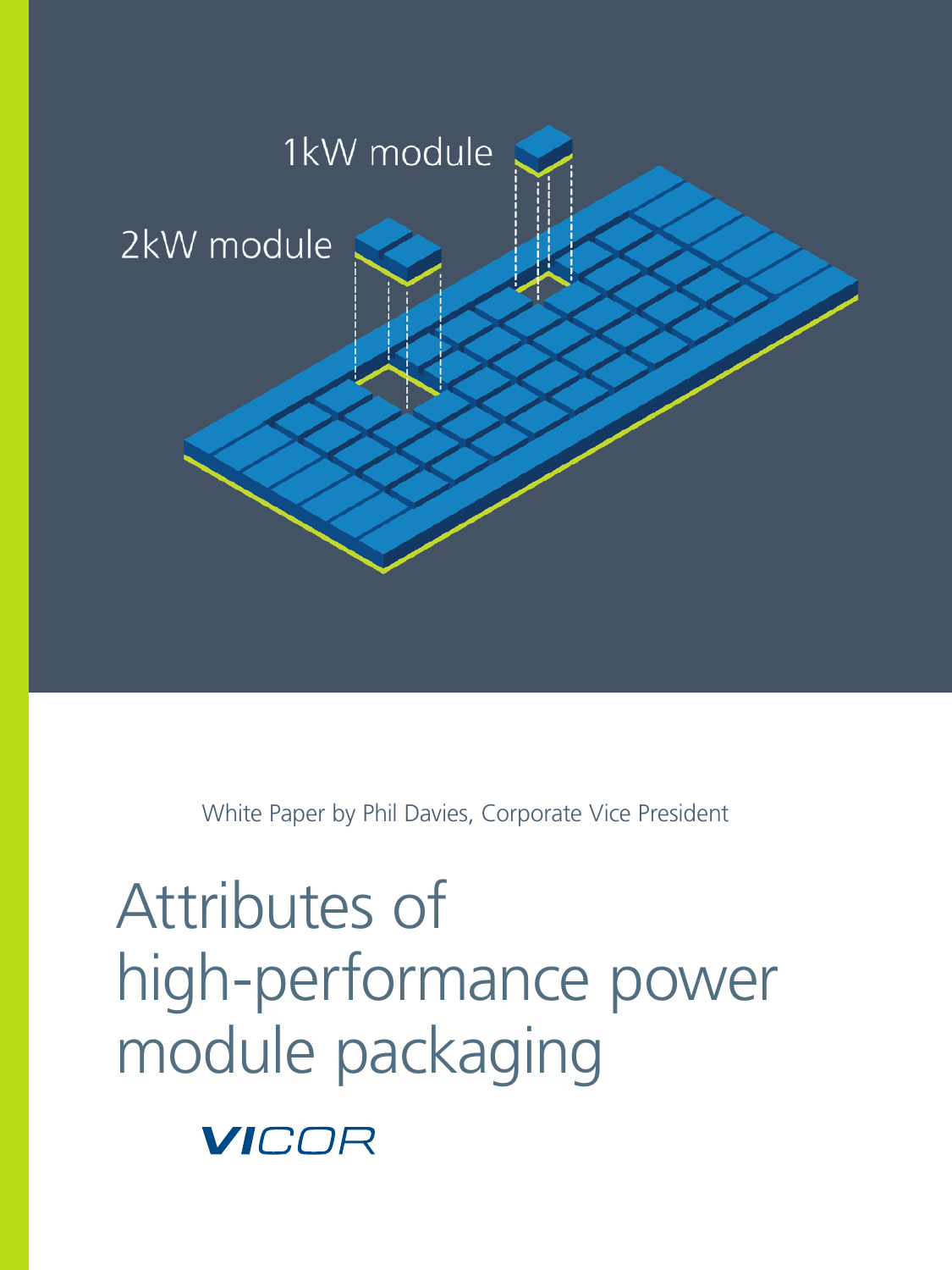1kW module

2kW module

White Paper by Phil Davies, Corporate Vice President

# Attributes of high-performance power module packaging

VICOR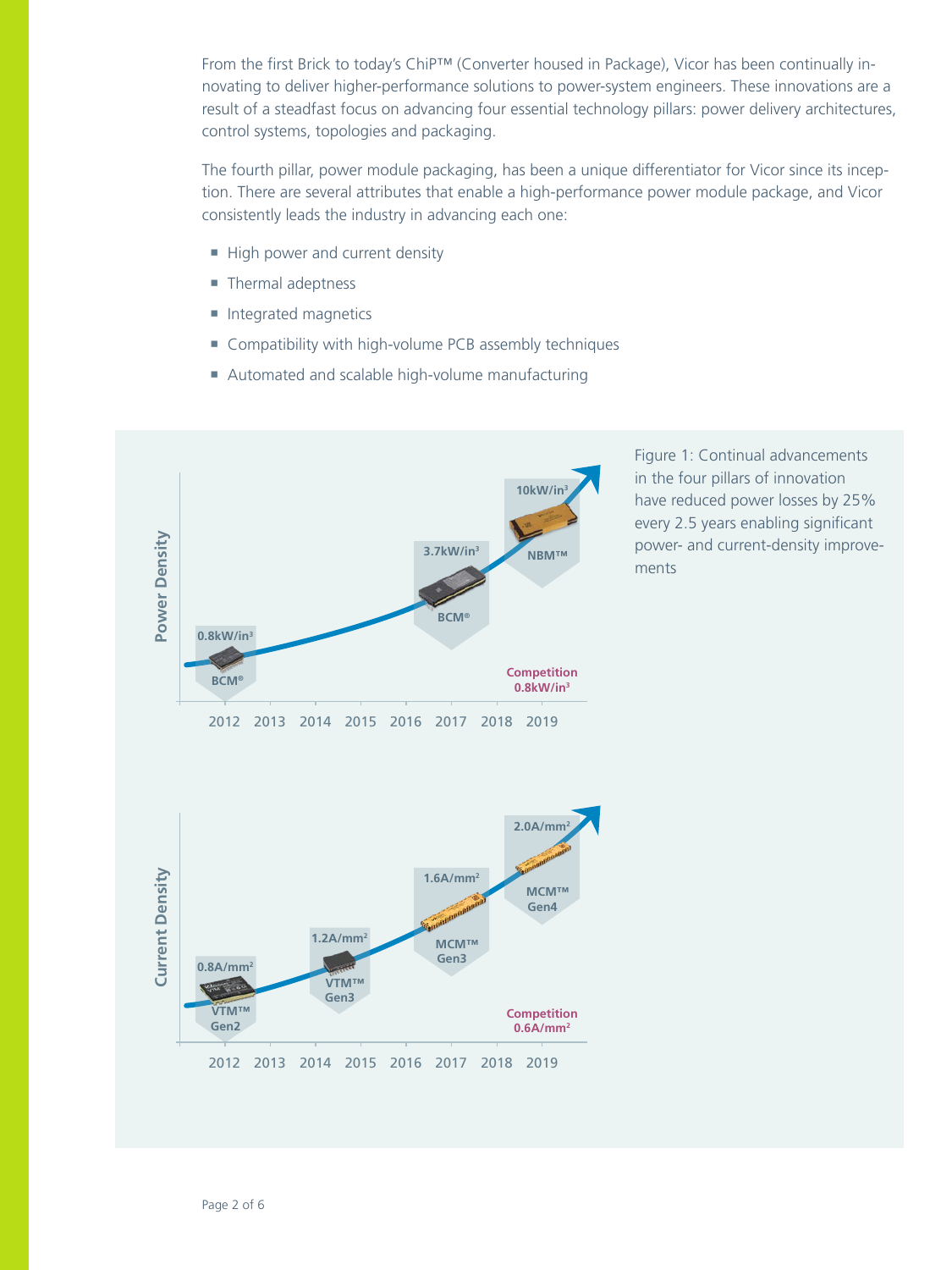From the first Brick to today's ChiP™ (Converter housed in Package), Vicor has been continually innovating to deliver higher-performance solutions to power-system engineers. These innovations are a result of a steadfast focus on advancing four essential technology pillars: power delivery architectures, control systems, topologies and packaging.

The fourth pillar, power module packaging, has been a unique differentiator for Vicor since its inception. There are several attributes that enable a high-performance power module package, and Vicor consistently leads the industry in advancing each one:

- High power and current density
- Thermal adeptness
- Integrated magnetics
- Compatibility with high-volume PCB assembly techniques
- Automated and scalable high-volume manufacturing

Figure 1: Continual advancements in the four pillars of innovation have reduced power losses by 25% every 2.5 years enabling significant power- and current-density improvements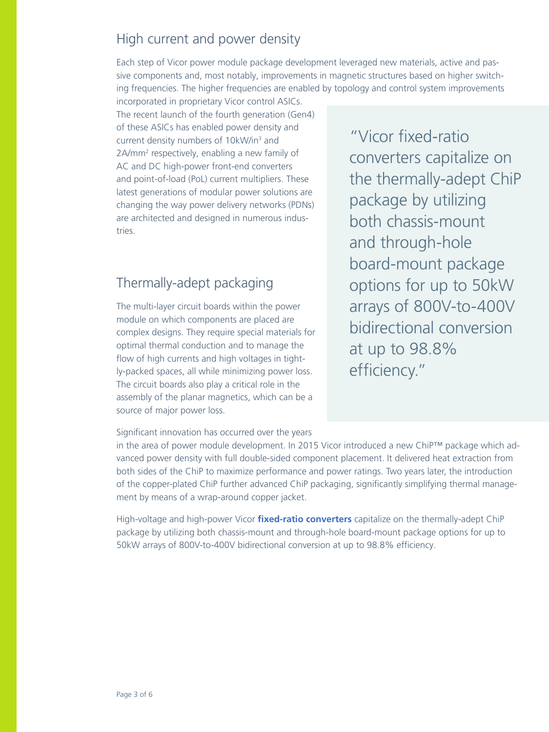## High current and power density

Each step of Vicor power module package development leveraged new materials, active and passive components and, most notably, improvements in magnetic structures based on higher switching frequencies. The higher frequencies are enabled by topology and control system improvements incorporated in proprietary Vicor control ASICs. The recent launch of the fourth generation (Gen4) of these ASICs has enabled power density and current density numbers of $10kW/in^3$ and $2A/mm^2$ respectively, enabling a new family of AC and DC high-power front-end converters and point-of-load (PoL) current multipliers. These latest generations of modular power solutions are changing the way power delivery networks (PDNs) are architected and designed in numerous industries.

> "Vicor fixed-ratio converters capitalize on the thermally-adept ChiP package by utilizing both chassis-mount and through-hole board-mount package options for up to 50kW arrays of 800V-to-400V bidirectional conversion at up to 98.8% efficiency."

## Thermally-adept packaging

The multi-layer circuit boards within the power module on which components are placed are complex designs. They require special materials for optimal thermal conduction and to manage the flow of high currents and high voltages in tightly-packed spaces, all while minimizing power loss. The circuit boards also play a critical role in the assembly of the planar magnetics, which can be a source of major power loss.

Significant innovation has occurred over the years in the area of power module development. In 2015 Vicor introduced a new ChiP™ package which advanced power density with full double-sided component placement. It delivered heat extraction from both sides of the ChiP to maximize performance and power ratings. Two years later, the introduction of the copper-plated ChiP further advanced ChiP packaging, significantly simplifying thermal management by means of a wrap-around copper jacket.

High-voltage and high-power Vicor **fixed-ratio converters** capitalize on the thermally-adept ChiP package by utilizing both chassis-mount and through-hole board-mount package options for up to 50kW arrays of 800V-to-400V bidirectional conversion at up to 98.8% efficiency.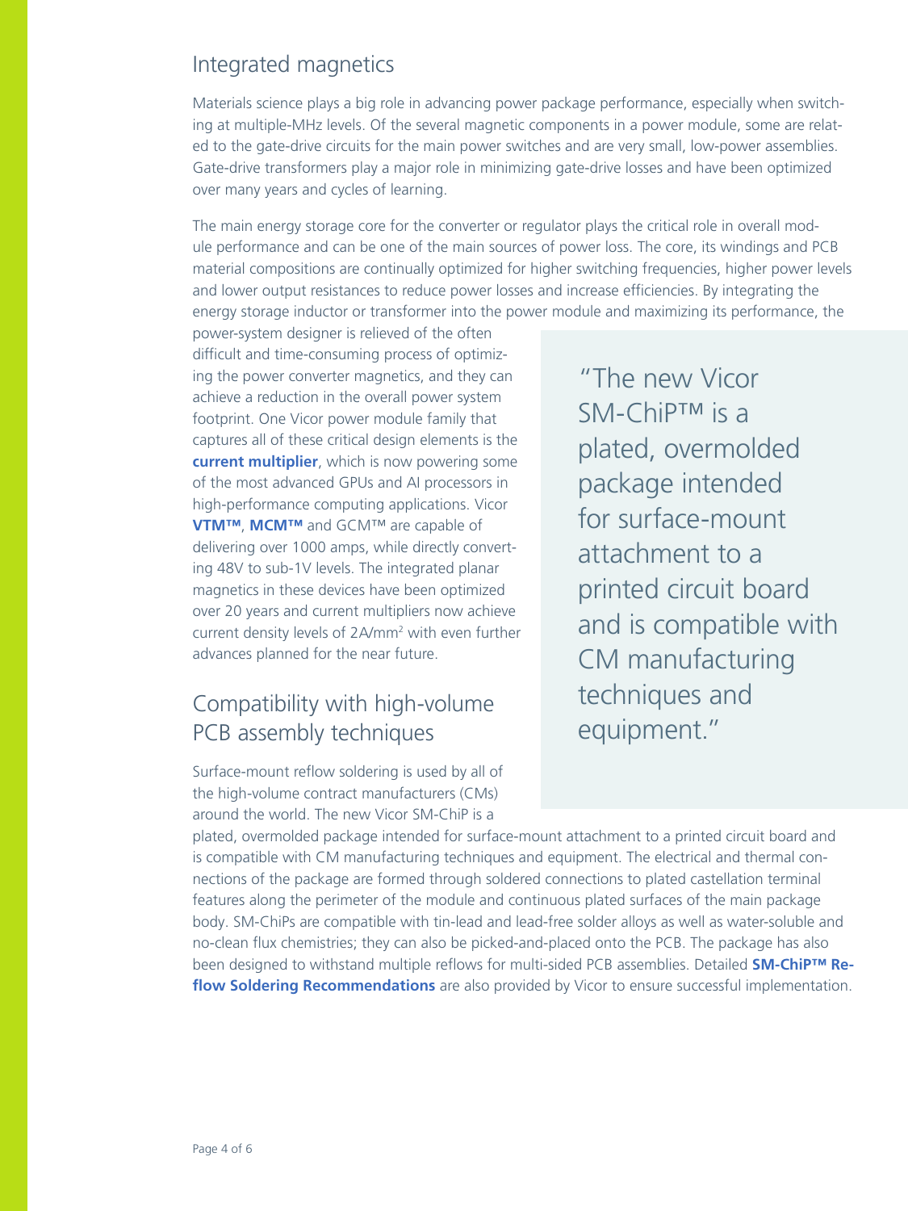## Integrated magnetics

Materials science plays a big role in advancing power package performance, especially when switching at multiple-MHz levels. Of the several magnetic components in a power module, some are related to the gate-drive circuits for the main power switches and are very small, low-power assemblies. Gate-drive transformers play a major role in minimizing gate-drive losses and have been optimized over many years and cycles of learning.

The main energy storage core for the converter or regulator plays the critical role in overall module performance and can be one of the main sources of power loss. The core, its windings and PCB material compositions are continually optimized for higher switching frequencies, higher power levels and lower output resistances to reduce power losses and increase efficiencies. By integrating the energy storage inductor or transformer into the power module and maximizing its performance, the power-system designer is relieved of the often difficult and time-consuming process of optimizing the power converter magnetics, and they can achieve a reduction in the overall power system footprint. One Vicor power module family that captures all of these critical design elements is the **current multiplier**, which is now powering some of the most advanced GPUs and AI processors in high-performance computing applications. Vicor **VTM™**, **MCM™** and GCM™ are capable of delivering over 1000 amps, while directly converting 48V to sub-1V levels. The integrated planar magnetics in these devices have been optimized over 20 years and current multipliers now achieve current density levels of $2A/mm^2$ with even further advances planned for the near future.

> "The new Vicor SM-ChiP™ is a plated, overmolded package intended for surface-mount attachment to a printed circuit board and is compatible with CM manufacturing techniques and equipment."

## Compatibility with high-volume PCB assembly techniques

Surface-mount reflow soldering is used by all of the high-volume contract manufacturers (CMs) around the world. The new Vicor SM-ChiP is a plated, overmolded package intended for surface-mount attachment to a printed circuit board and is compatible with CM manufacturing techniques and equipment. The electrical and thermal connections of the package are formed through soldered connections to plated castellation terminal features along the perimeter of the module and continuous plated surfaces of the main package body. SM-ChiPs are compatible with tin-lead and lead-free solder alloys as well as water-soluble and no-clean flux chemistries; they can also be picked-and-placed onto the PCB. The package has also been designed to withstand multiple reflows for multi-sided PCB assemblies. Detailed **SM-ChiP™ Reflow Soldering Recommendations** are also provided by Vicor to ensure successful implementation.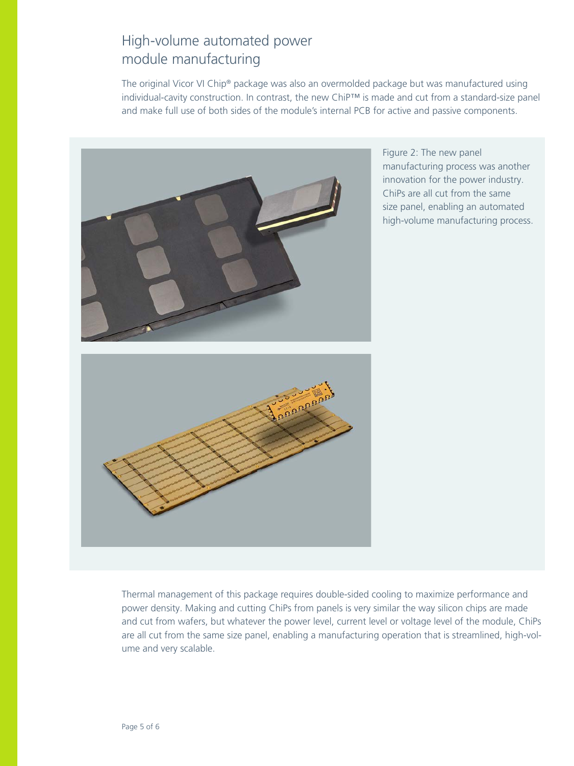## High-volume automated power module manufacturing

The original Vicor VI Chip® package was also an overmolded package but was manufactured using individual-cavity construction. In contrast, the new ChiP™ is made and cut from a standard-size panel and make full use of both sides of the module's internal PCB for active and passive components.

Figure 2: The new panel manufacturing process was another innovation for the power industry. ChiPs are all cut from the same size panel, enabling an automated high-volume manufacturing process.

Thermal management of this package requires double-sided cooling to maximize performance and power density. Making and cutting ChiPs from panels is very similar the way silicon chips are made and cut from wafers, but whatever the power level, current level or voltage level of the module, ChiPs are all cut from the same size panel, enabling a manufacturing operation that is streamlined, high-volume and very scalable.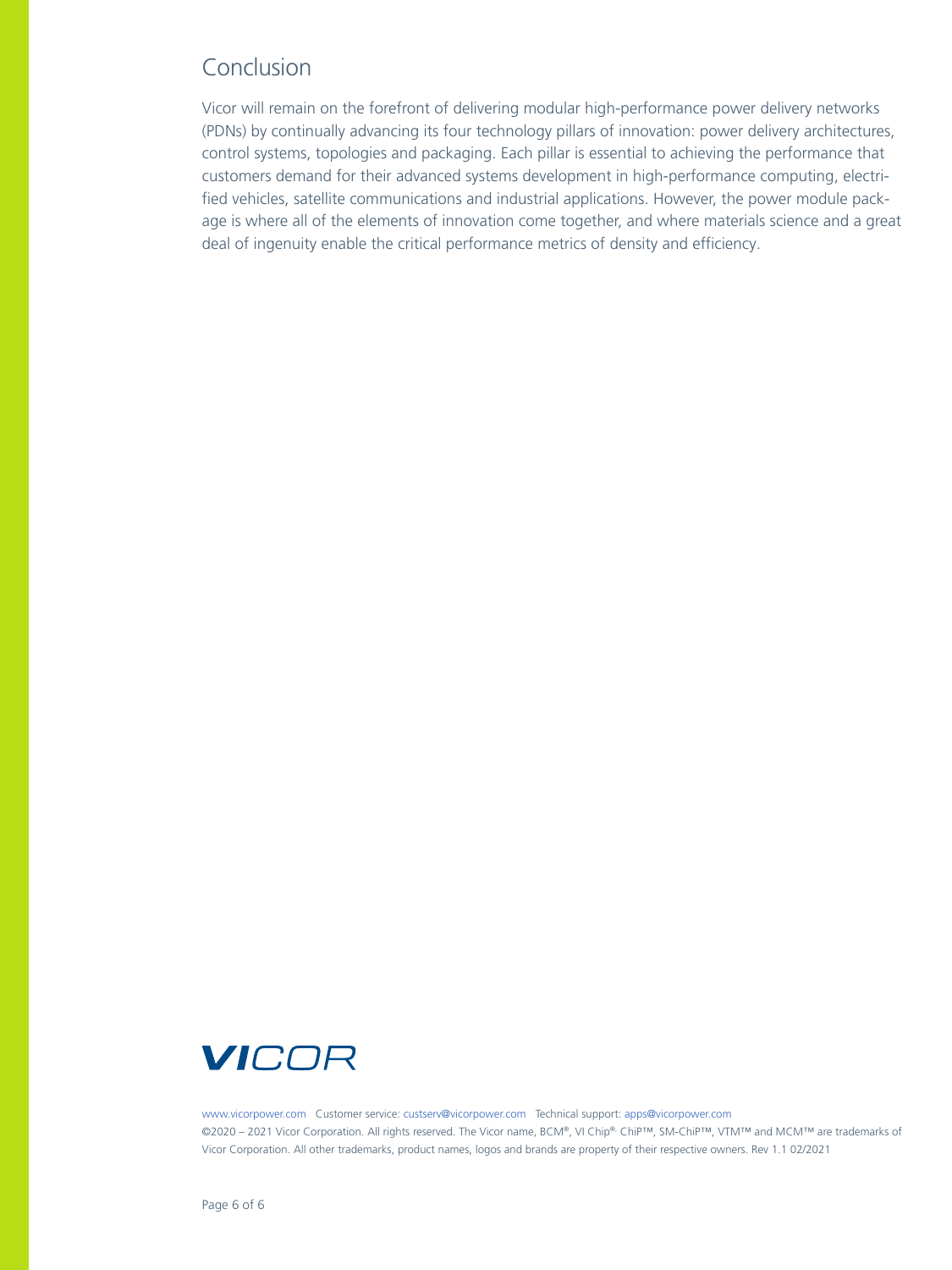## Conclusion

Vicor will remain on the forefront of delivering modular high-performance power delivery networks (PDNs) by continually advancing its four technology pillars of innovation: power delivery architectures, control systems, topologies and packaging. Each pillar is essential to achieving the performance that customers demand for their advanced systems development in high-performance computing, electrified vehicles, satellite communications and industrial applications. However, the power module package is where all of the elements of innovation come together, and where materials science and a great deal of ingenuity enable the critical performance metrics of density and efficiency.

VICOR

www.vicorpower.com Customer service: custserv@vicorpower.com Technical support: apps@vicorpower.com

©2020 – 2021 Vicor Corporation. All rights reserved. The Vicor name, BCM®, VI Chip®, ChiP™, SM-ChiP™, VTM™ and MCM™ are trademarks of Vicor Corporation. All other trademarks, product names, logos and brands are property of their respective owners. Rev 1.1 02/2021